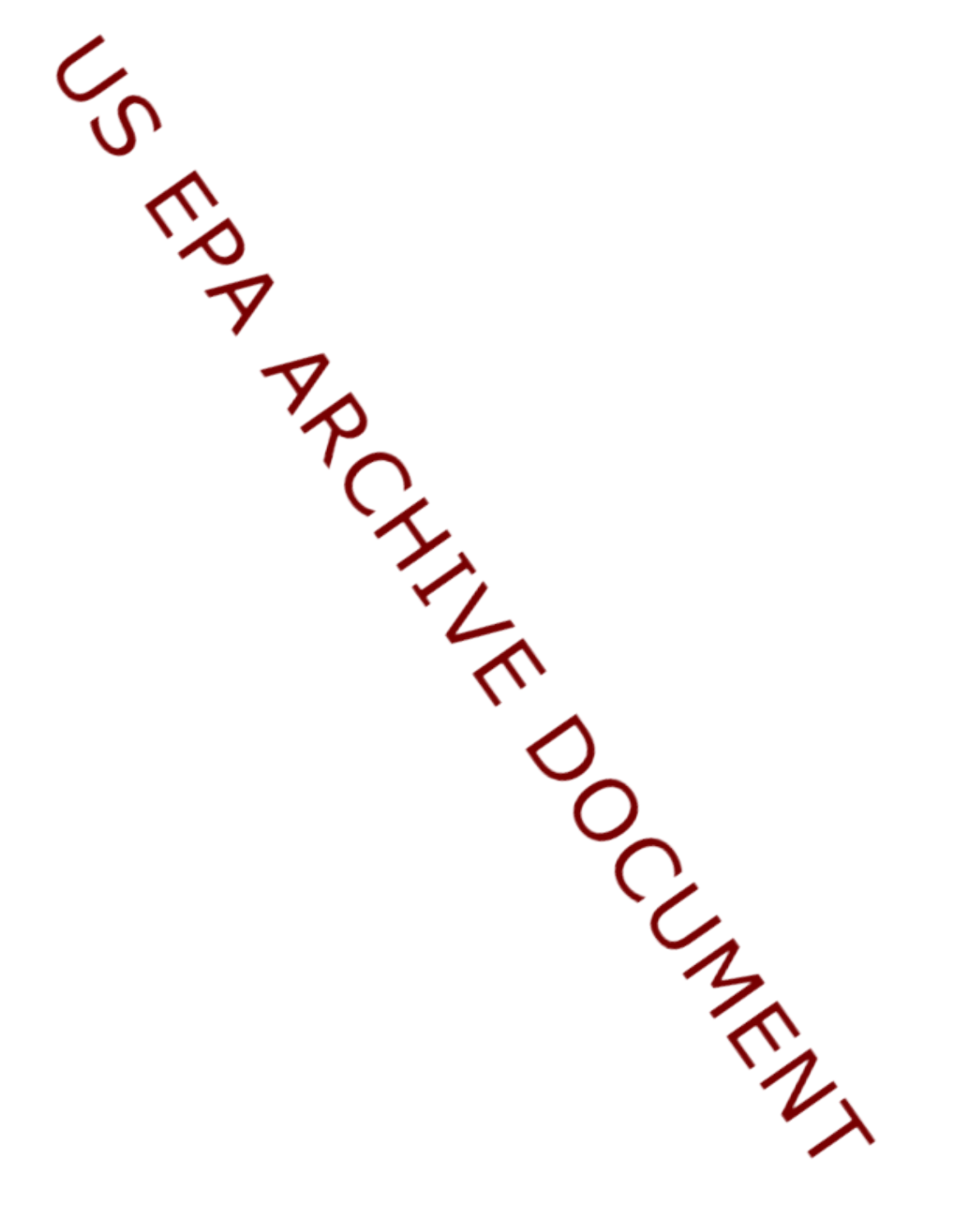US EPA ARCHIVE DOCUMENT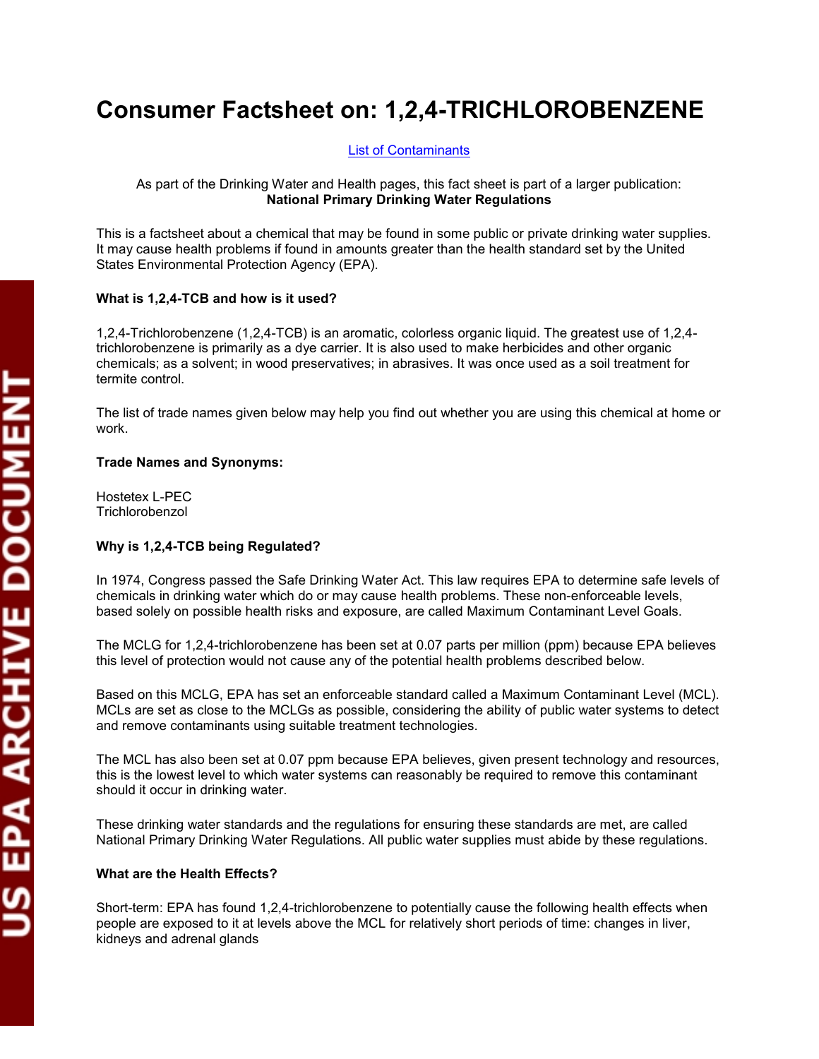# Consumer Factsheet on: 1,2,4-TRICHLOROBENZENE

List of Contaminants

As part of the Drinking Water and Health pages, this fact sheet is part of a larger publication:
**National Primary Drinking Water Regulations**

This is a factsheet about a chemical that may be found in some public or private drinking water supplies. It may cause health problems if found in amounts greater than the health standard set by the United States Environmental Protection Agency (EPA).

**What is 1,2,4-TCB and how is it used?**

1,2,4-Trichlorobenzene (1,2,4-TCB) is an aromatic, colorless organic liquid. The greatest use of 1,2,4-trichlorobenzene is primarily as a dye carrier. It is also used to make herbicides and other organic chemicals; as a solvent; in wood preservatives; in abrasives. It was once used as a soil treatment for termite control.

The list of trade names given below may help you find out whether you are using this chemical at home or work.

**Trade Names and Synonyms:**

Hostetex L-PEC
Trichlorobenzol

**Why is 1,2,4-TCB being Regulated?**

In 1974, Congress passed the Safe Drinking Water Act. This law requires EPA to determine safe levels of chemicals in drinking water which do or may cause health problems. These non-enforceable levels, based solely on possible health risks and exposure, are called Maximum Contaminant Level Goals.

The MCLG for 1,2,4-trichlorobenzene has been set at 0.07 parts per million (ppm) because EPA believes this level of protection would not cause any of the potential health problems described below.

Based on this MCLG, EPA has set an enforceable standard called a Maximum Contaminant Level (MCL). MCLs are set as close to the MCLGs as possible, considering the ability of public water systems to detect and remove contaminants using suitable treatment technologies.

The MCL has also been set at 0.07 ppm because EPA believes, given present technology and resources, this is the lowest level to which water systems can reasonably be required to remove this contaminant should it occur in drinking water.

These drinking water standards and the regulations for ensuring these standards are met, are called National Primary Drinking Water Regulations. All public water supplies must abide by these regulations.

**What are the Health Effects?**

Short-term: EPA has found 1,2,4-trichlorobenzene to potentially cause the following health effects when people are exposed to it at levels above the MCL for relatively short periods of time: changes in liver, kidneys and adrenal glands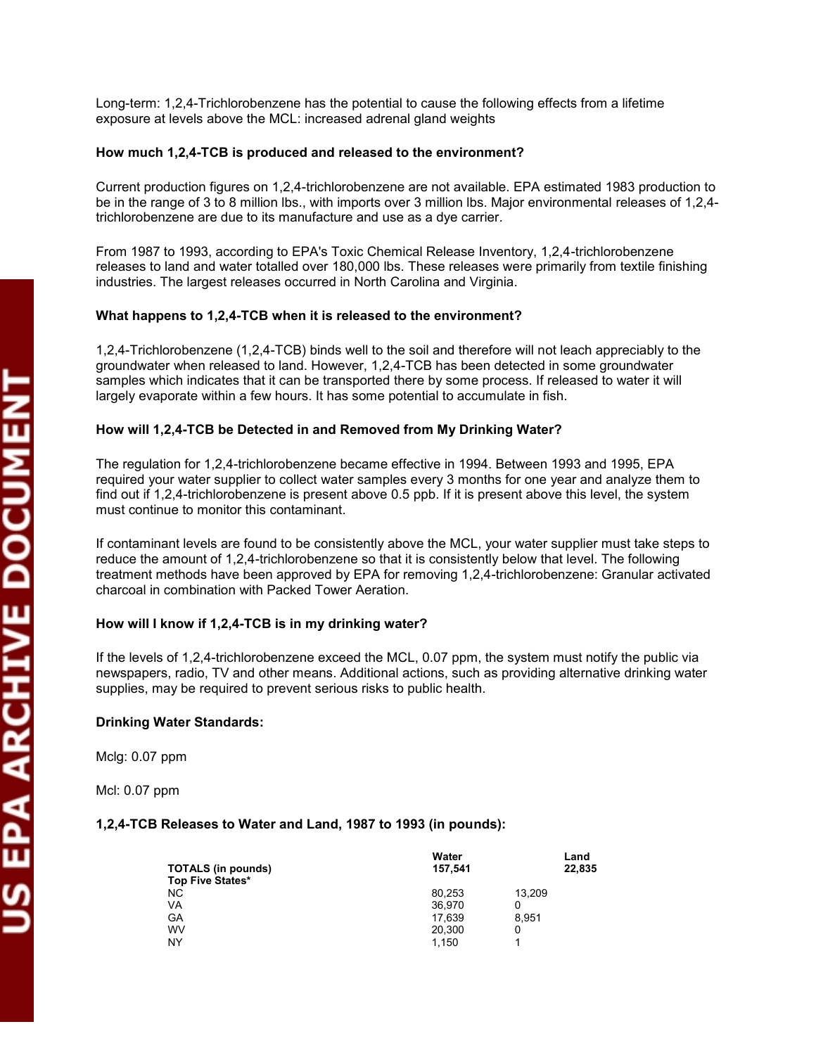Long-term: 1,2,4-Trichlorobenzene has the potential to cause the following effects from a lifetime exposure at levels above the MCL: increased adrenal gland weights

**How much 1,2,4-TCB is produced and released to the environment?**

Current production figures on 1,2,4-trichlorobenzene are not available. EPA estimated 1983 production to be in the range of 3 to 8 million lbs., with imports over 3 million lbs. Major environmental releases of 1,2,4-trichlorobenzene are due to its manufacture and use as a dye carrier.

From 1987 to 1993, according to EPA's Toxic Chemical Release Inventory, 1,2,4-trichlorobenzene releases to land and water totalled over 180,000 lbs. These releases were primarily from textile finishing industries. The largest releases occurred in North Carolina and Virginia.

**What happens to 1,2,4-TCB when it is released to the environment?**

1,2,4-Trichlorobenzene (1,2,4-TCB) binds well to the soil and therefore will not leach appreciably to the groundwater when released to land. However, 1,2,4-TCB has been detected in some groundwater samples which indicates that it can be transported there by some process. If released to water it will largely evaporate within a few hours. It has some potential to accumulate in fish.

**How will 1,2,4-TCB be Detected in and Removed from My Drinking Water?**

The regulation for 1,2,4-trichlorobenzene became effective in 1994. Between 1993 and 1995, EPA required your water supplier to collect water samples every 3 months for one year and analyze them to find out if 1,2,4-trichlorobenzene is present above 0.5 ppb. If it is present above this level, the system must continue to monitor this contaminant.

If contaminant levels are found to be consistently above the MCL, your water supplier must take steps to reduce the amount of 1,2,4-trichlorobenzene so that it is consistently below that level. The following treatment methods have been approved by EPA for removing 1,2,4-trichlorobenzene: Granular activated charcoal in combination with Packed Tower Aeration.

**How will I know if 1,2,4-TCB is in my drinking water?**

If the levels of 1,2,4-trichlorobenzene exceed the MCL, 0.07 ppm, the system must notify the public via newspapers, radio, TV and other means. Additional actions, such as providing alternative drinking water supplies, may be required to prevent serious risks to public health.

**Drinking Water Standards:**

Mclg: 0.07 ppm

Mcl: 0.07 ppm

**1,2,4-TCB Releases to Water and Land, 1987 to 1993 (in pounds):**

| | Water | Land |
|---|---|---|
| **TOTALS (in pounds)** | **157,541** | **22,835** |
| **Top Five States*** | | |
| NC | 80,253 | 13,209 |
| VA | 36,970 | 0 |
| GA | 17,639 | 8,951 |
| WV | 20,300 | 0 |
| NY | 1,150 | 1 |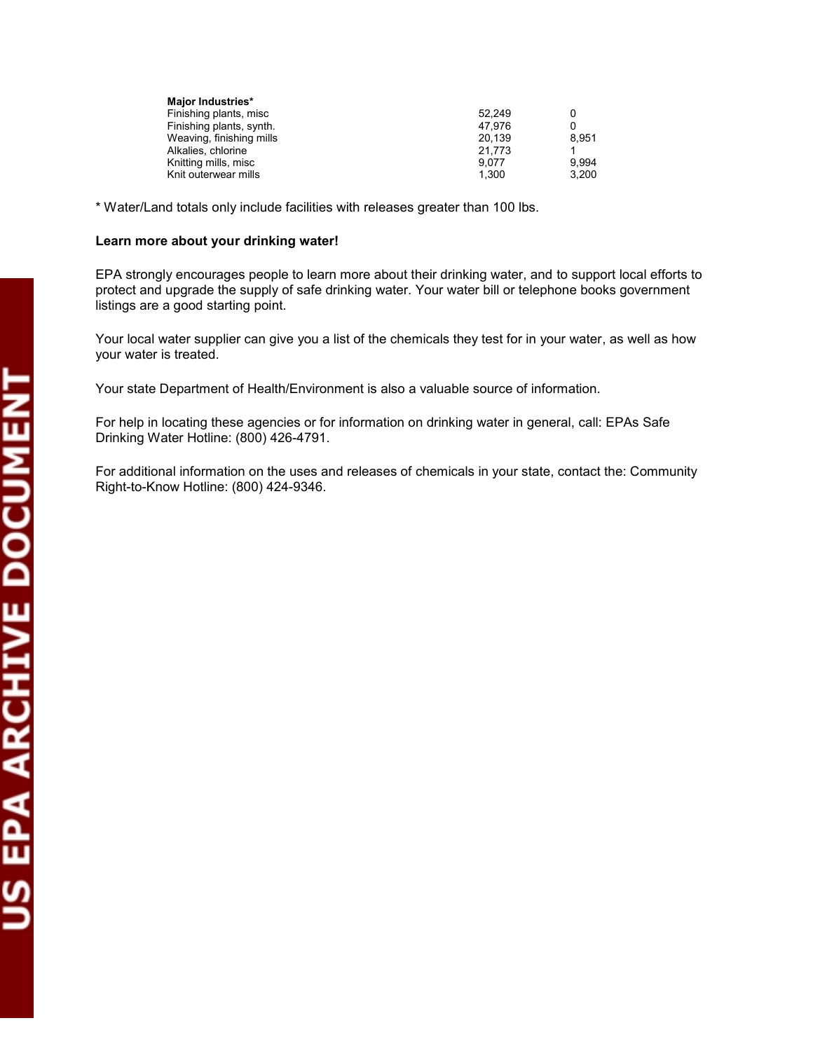| Major Industries* | | |
| --- | --- | --- |
| Finishing plants, misc | 52,249 | 0 |
| Finishing plants, synth. | 47,976 | 0 |
| Weaving, finishing mills | 20,139 | 8,951 |
| Alkalies, chlorine | 21,773 | 1 |
| Knitting mills, misc | 9,077 | 9,994 |
| Knit outerwear mills | 1,300 | 3,200 |

* Water/Land totals only include facilities with releases greater than 100 lbs.

**Learn more about your drinking water!**

EPA strongly encourages people to learn more about their drinking water, and to support local efforts to protect and upgrade the supply of safe drinking water. Your water bill or telephone books government listings are a good starting point.

Your local water supplier can give you a list of the chemicals they test for in your water, as well as how your water is treated.

Your state Department of Health/Environment is also a valuable source of information.

For help in locating these agencies or for information on drinking water in general, call: EPAs Safe Drinking Water Hotline: (800) 426-4791.

For additional information on the uses and releases of chemicals in your state, contact the: Community Right-to-Know Hotline: (800) 424-9346.